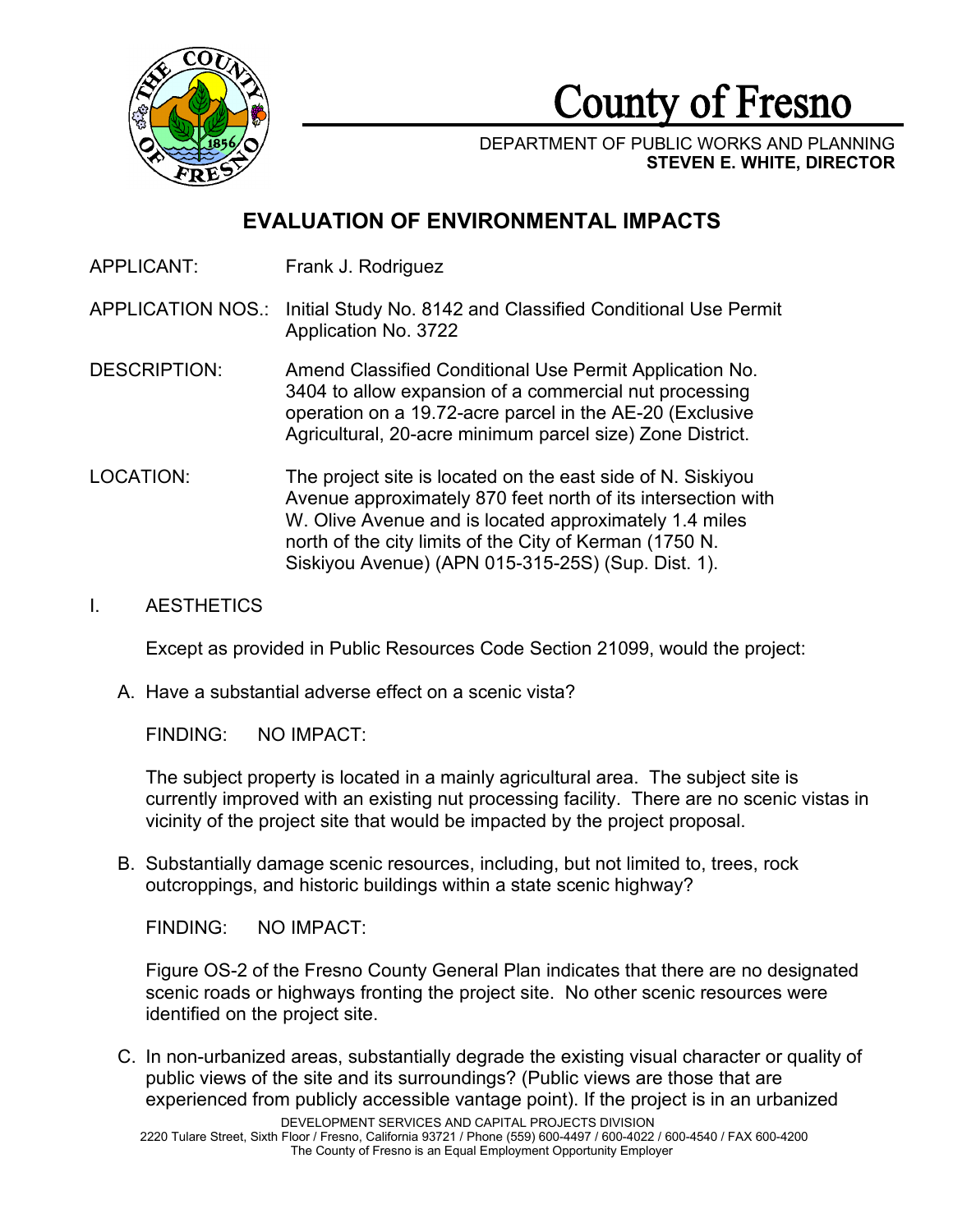# County of Fresno

DEPARTMENT OF PUBLIC WORKS AND PLANNING
**STEVEN E. WHITE, DIRECTOR**

## EVALUATION OF ENVIRONMENTAL IMPACTS

APPLICANT: Frank J. Rodriguez

APPLICATION NOS.: Initial Study No. 8142 and Classified Conditional Use Permit Application No. 3722

DESCRIPTION: Amend Classified Conditional Use Permit Application No. 3404 to allow expansion of a commercial nut processing operation on a 19.72-acre parcel in the AE-20 (Exclusive Agricultural, 20-acre minimum parcel size) Zone District.

LOCATION: The project site is located on the east side of N. Siskiyou Avenue approximately 870 feet north of its intersection with W. Olive Avenue and is located approximately 1.4 miles north of the city limits of the City of Kerman (1750 N. Siskiyou Avenue) (APN 015-315-25S) (Sup. Dist. 1).

### I. AESTHETICS

Except as provided in Public Resources Code Section 21099, would the project:

A. Have a substantial adverse effect on a scenic vista?

FINDING: NO IMPACT:

The subject property is located in a mainly agricultural area. The subject site is currently improved with an existing nut processing facility. There are no scenic vistas in vicinity of the project site that would be impacted by the project proposal.

B. Substantially damage scenic resources, including, but not limited to, trees, rock outcroppings, and historic buildings within a state scenic highway?

FINDING: NO IMPACT:

Figure OS-2 of the Fresno County General Plan indicates that there are no designated scenic roads or highways fronting the project site. No other scenic resources were identified on the project site.

C. In non-urbanized areas, substantially degrade the existing visual character or quality of public views of the site and its surroundings? (Public views are those that are experienced from publicly accessible vantage point). If the project is in an urbanized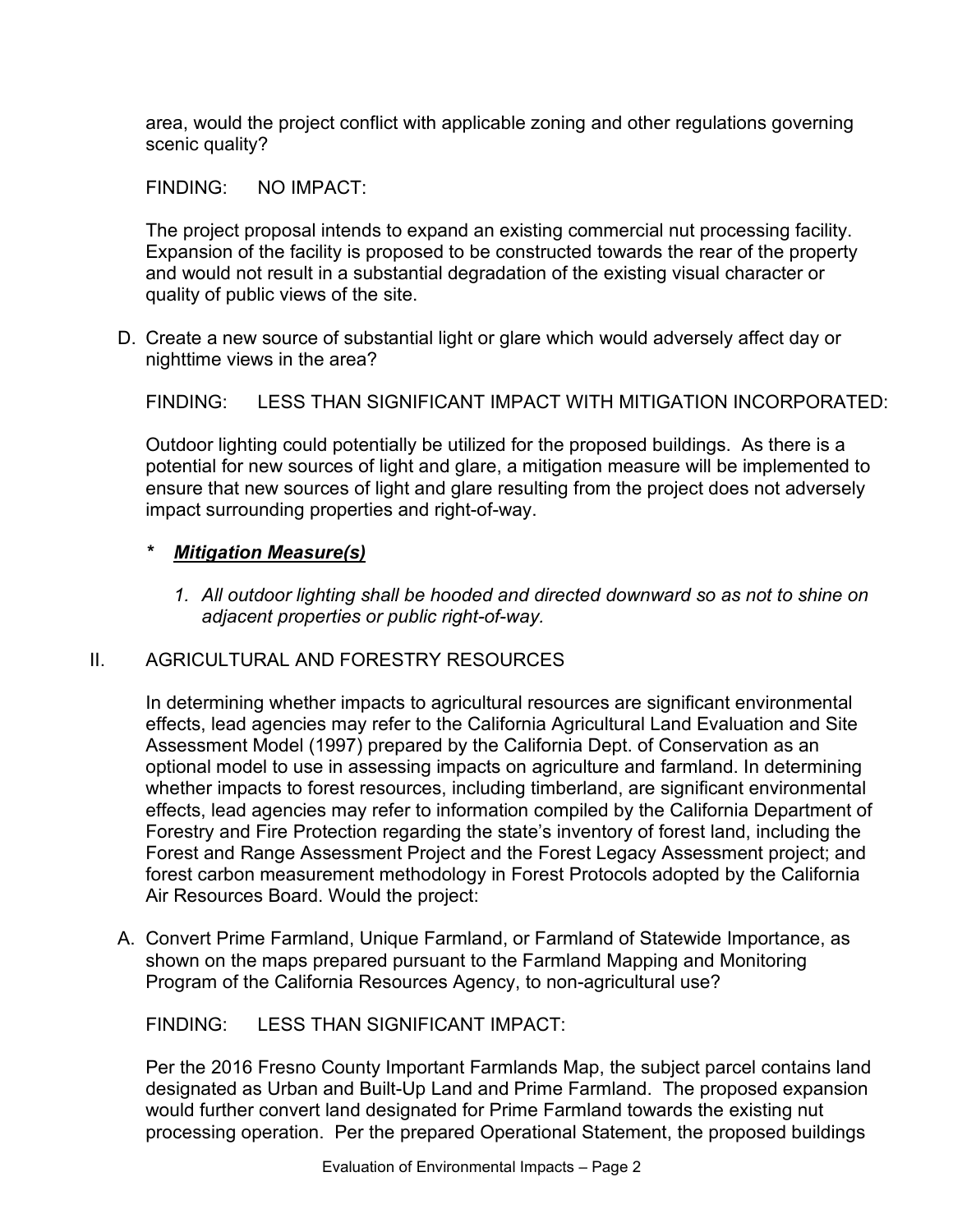area, would the project conflict with applicable zoning and other regulations governing scenic quality?

FINDING: NO IMPACT:

The project proposal intends to expand an existing commercial nut processing facility. Expansion of the facility is proposed to be constructed towards the rear of the property and would not result in a substantial degradation of the existing visual character or quality of public views of the site.

D. Create a new source of substantial light or glare which would adversely affect day or nighttime views in the area?

FINDING: LESS THAN SIGNIFICANT IMPACT WITH MITIGATION INCORPORATED:

Outdoor lighting could potentially be utilized for the proposed buildings. As there is a potential for new sources of light and glare, a mitigation measure will be implemented to ensure that new sources of light and glare resulting from the project does not adversely impact surrounding properties and right-of-way.

**\*** ***Mitigation Measure(s)***

1. *All outdoor lighting shall be hooded and directed downward so as not to shine on adjacent properties or public right-of-way.*

## II. AGRICULTURAL AND FORESTRY RESOURCES

In determining whether impacts to agricultural resources are significant environmental effects, lead agencies may refer to the California Agricultural Land Evaluation and Site Assessment Model (1997) prepared by the California Dept. of Conservation as an optional model to use in assessing impacts on agriculture and farmland. In determining whether impacts to forest resources, including timberland, are significant environmental effects, lead agencies may refer to information compiled by the California Department of Forestry and Fire Protection regarding the state's inventory of forest land, including the Forest and Range Assessment Project and the Forest Legacy Assessment project; and forest carbon measurement methodology in Forest Protocols adopted by the California Air Resources Board. Would the project:

A. Convert Prime Farmland, Unique Farmland, or Farmland of Statewide Importance, as shown on the maps prepared pursuant to the Farmland Mapping and Monitoring Program of the California Resources Agency, to non-agricultural use?

FINDING: LESS THAN SIGNIFICANT IMPACT:

Per the 2016 Fresno County Important Farmlands Map, the subject parcel contains land designated as Urban and Built-Up Land and Prime Farmland. The proposed expansion would further convert land designated for Prime Farmland towards the existing nut processing operation. Per the prepared Operational Statement, the proposed buildings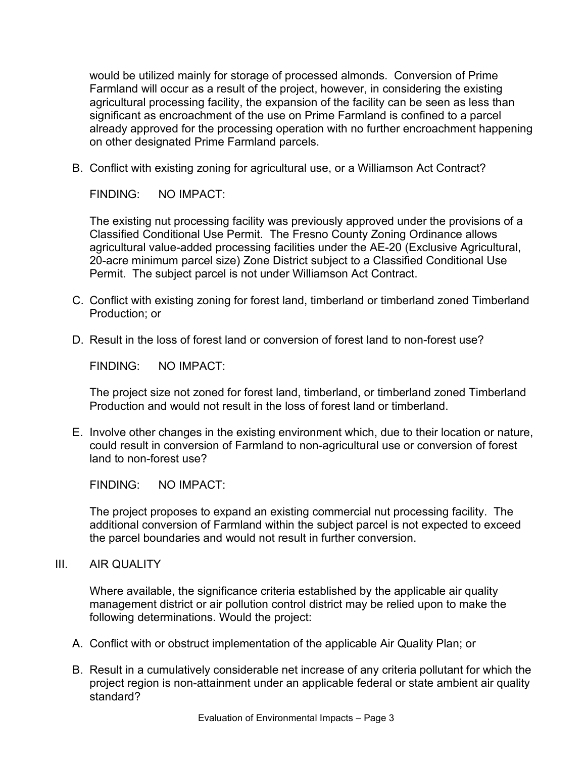would be utilized mainly for storage of processed almonds. Conversion of Prime Farmland will occur as a result of the project, however, in considering the existing agricultural processing facility, the expansion of the facility can be seen as less than significant as encroachment of the use on Prime Farmland is confined to a parcel already approved for the processing operation with no further encroachment happening on other designated Prime Farmland parcels.

B. Conflict with existing zoning for agricultural use, or a Williamson Act Contract?

FINDING: NO IMPACT:

The existing nut processing facility was previously approved under the provisions of a Classified Conditional Use Permit. The Fresno County Zoning Ordinance allows agricultural value-added processing facilities under the AE-20 (Exclusive Agricultural, 20-acre minimum parcel size) Zone District subject to a Classified Conditional Use Permit. The subject parcel is not under Williamson Act Contract.

C. Conflict with existing zoning for forest land, timberland or timberland zoned Timberland Production; or

D. Result in the loss of forest land or conversion of forest land to non-forest use?

FINDING: NO IMPACT:

The project size not zoned for forest land, timberland, or timberland zoned Timberland Production and would not result in the loss of forest land or timberland.

E. Involve other changes in the existing environment which, due to their location or nature, could result in conversion of Farmland to non-agricultural use or conversion of forest land to non-forest use?

FINDING: NO IMPACT:

The project proposes to expand an existing commercial nut processing facility. The additional conversion of Farmland within the subject parcel is not expected to exceed the parcel boundaries and would not result in further conversion.

## III. AIR QUALITY

Where available, the significance criteria established by the applicable air quality management district or air pollution control district may be relied upon to make the following determinations. Would the project:

A. Conflict with or obstruct implementation of the applicable Air Quality Plan; or

B. Result in a cumulatively considerable net increase of any criteria pollutant for which the project region is non-attainment under an applicable federal or state ambient air quality standard?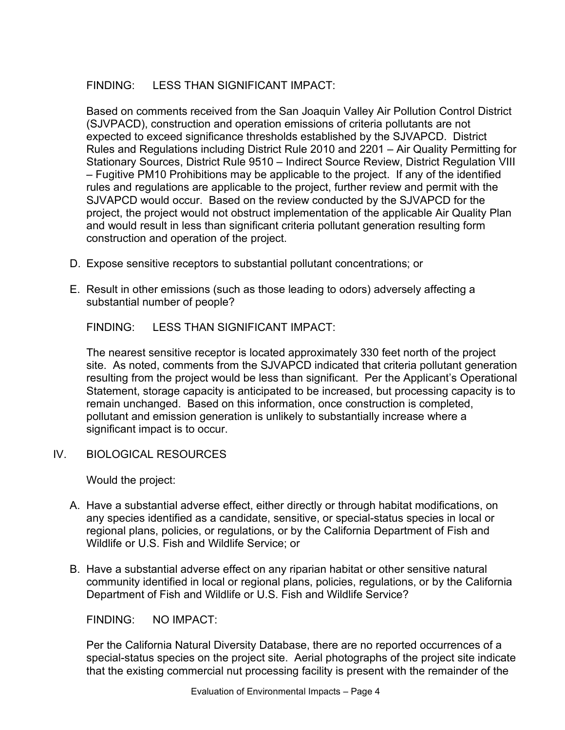FINDING: LESS THAN SIGNIFICANT IMPACT:

Based on comments received from the San Joaquin Valley Air Pollution Control District (SJVPACD), construction and operation emissions of criteria pollutants are not expected to exceed significance thresholds established by the SJVAPCD. District Rules and Regulations including District Rule 2010 and 2201 – Air Quality Permitting for Stationary Sources, District Rule 9510 – Indirect Source Review, District Regulation VIII – Fugitive PM10 Prohibitions may be applicable to the project. If any of the identified rules and regulations are applicable to the project, further review and permit with the SJVAPCD would occur. Based on the review conducted by the SJVAPCD for the project, the project would not obstruct implementation of the applicable Air Quality Plan and would result in less than significant criteria pollutant generation resulting form construction and operation of the project.

D. Expose sensitive receptors to substantial pollutant concentrations; or

E. Result in other emissions (such as those leading to odors) adversely affecting a substantial number of people?

FINDING: LESS THAN SIGNIFICANT IMPACT:

The nearest sensitive receptor is located approximately 330 feet north of the project site. As noted, comments from the SJVAPCD indicated that criteria pollutant generation resulting from the project would be less than significant. Per the Applicant's Operational Statement, storage capacity is anticipated to be increased, but processing capacity is to remain unchanged. Based on this information, once construction is completed, pollutant and emission generation is unlikely to substantially increase where a significant impact is to occur.

## IV. BIOLOGICAL RESOURCES

Would the project:

A. Have a substantial adverse effect, either directly or through habitat modifications, on any species identified as a candidate, sensitive, or special-status species in local or regional plans, policies, or regulations, or by the California Department of Fish and Wildlife or U.S. Fish and Wildlife Service; or

B. Have a substantial adverse effect on any riparian habitat or other sensitive natural community identified in local or regional plans, policies, regulations, or by the California Department of Fish and Wildlife or U.S. Fish and Wildlife Service?

FINDING: NO IMPACT:

Per the California Natural Diversity Database, there are no reported occurrences of a special-status species on the project site. Aerial photographs of the project site indicate that the existing commercial nut processing facility is present with the remainder of the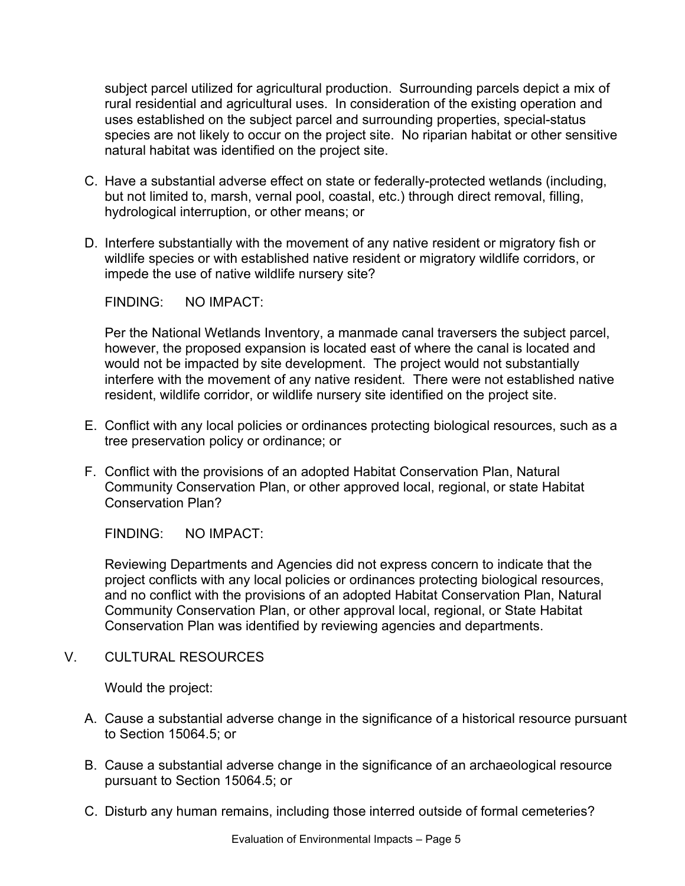subject parcel utilized for agricultural production. Surrounding parcels depict a mix of rural residential and agricultural uses. In consideration of the existing operation and uses established on the subject parcel and surrounding properties, special-status species are not likely to occur on the project site. No riparian habitat or other sensitive natural habitat was identified on the project site.

C. Have a substantial adverse effect on state or federally-protected wetlands (including, but not limited to, marsh, vernal pool, coastal, etc.) through direct removal, filling, hydrological interruption, or other means; or

D. Interfere substantially with the movement of any native resident or migratory fish or wildlife species or with established native resident or migratory wildlife corridors, or impede the use of native wildlife nursery site?

FINDING: NO IMPACT:

Per the National Wetlands Inventory, a manmade canal traversers the subject parcel, however, the proposed expansion is located east of where the canal is located and would not be impacted by site development. The project would not substantially interfere with the movement of any native resident. There were not established native resident, wildlife corridor, or wildlife nursery site identified on the project site.

E. Conflict with any local policies or ordinances protecting biological resources, such as a tree preservation policy or ordinance; or

F. Conflict with the provisions of an adopted Habitat Conservation Plan, Natural Community Conservation Plan, or other approved local, regional, or state Habitat Conservation Plan?

FINDING: NO IMPACT:

Reviewing Departments and Agencies did not express concern to indicate that the project conflicts with any local policies or ordinances protecting biological resources, and no conflict with the provisions of an adopted Habitat Conservation Plan, Natural Community Conservation Plan, or other approval local, regional, or State Habitat Conservation Plan was identified by reviewing agencies and departments.

## V. CULTURAL RESOURCES

Would the project:

A. Cause a substantial adverse change in the significance of a historical resource pursuant to Section 15064.5; or

B. Cause a substantial adverse change in the significance of an archaeological resource pursuant to Section 15064.5; or

C. Disturb any human remains, including those interred outside of formal cemeteries?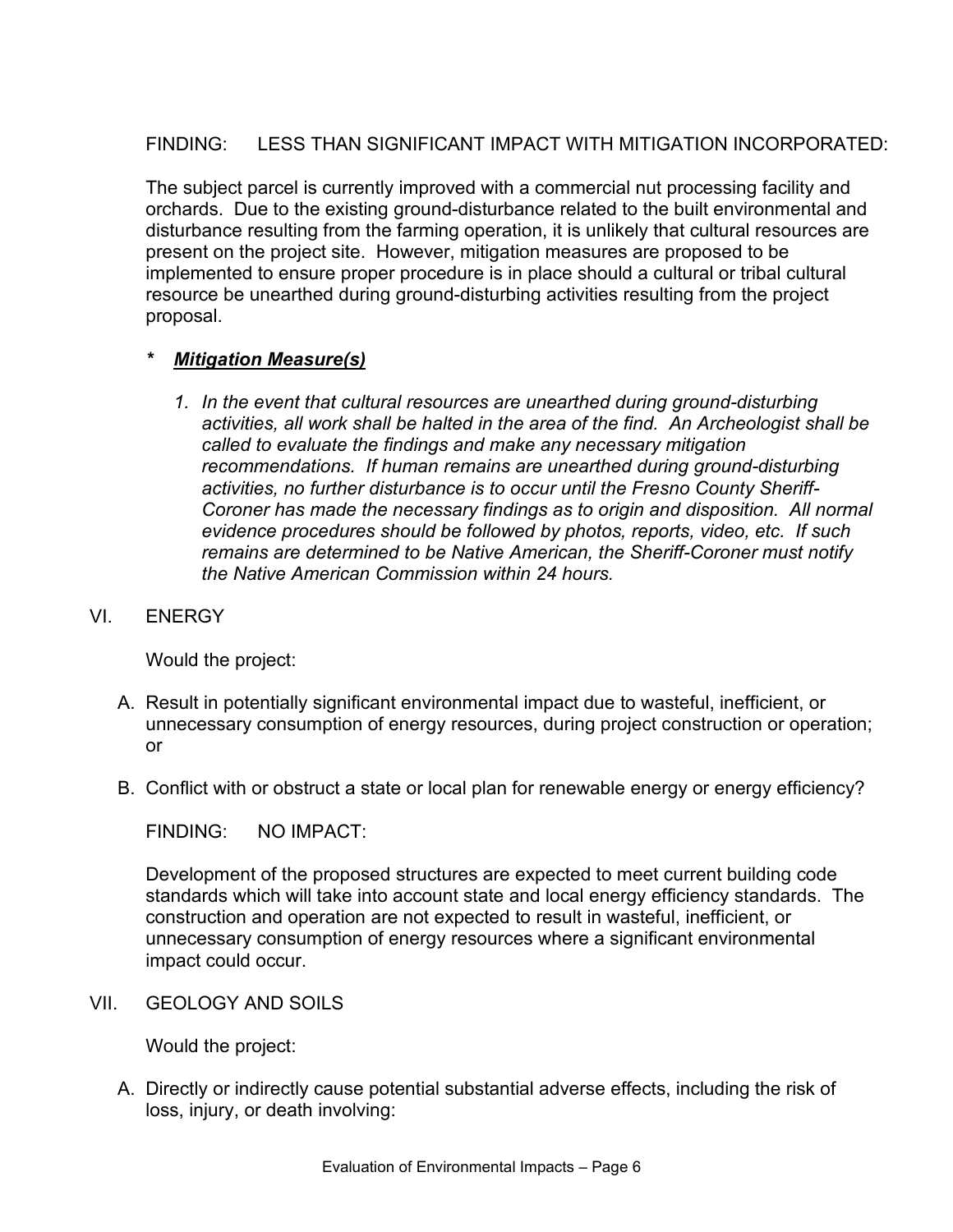FINDING: LESS THAN SIGNIFICANT IMPACT WITH MITIGATION INCORPORATED:

The subject parcel is currently improved with a commercial nut processing facility and orchards. Due to the existing ground-disturbance related to the built environmental and disturbance resulting from the farming operation, it is unlikely that cultural resources are present on the project site. However, mitigation measures are proposed to be implemented to ensure proper procedure is in place should a cultural or tribal cultural resource be unearthed during ground-disturbing activities resulting from the project proposal.

**\* *Mitigation Measure(s)***

1. *In the event that cultural resources are unearthed during ground-disturbing activities, all work shall be halted in the area of the find. An Archeologist shall be called to evaluate the findings and make any necessary mitigation recommendations. If human remains are unearthed during ground-disturbing activities, no further disturbance is to occur until the Fresno County Sheriff-Coroner has made the necessary findings as to origin and disposition. All normal evidence procedures should be followed by photos, reports, video, etc. If such remains are determined to be Native American, the Sheriff-Coroner must notify the Native American Commission within 24 hours.*

## VI. ENERGY

Would the project:

A. Result in potentially significant environmental impact due to wasteful, inefficient, or unnecessary consumption of energy resources, during project construction or operation; or

B. Conflict with or obstruct a state or local plan for renewable energy or energy efficiency?

FINDING: NO IMPACT:

Development of the proposed structures are expected to meet current building code standards which will take into account state and local energy efficiency standards. The construction and operation are not expected to result in wasteful, inefficient, or unnecessary consumption of energy resources where a significant environmental impact could occur.

## VII. GEOLOGY AND SOILS

Would the project:

A. Directly or indirectly cause potential substantial adverse effects, including the risk of loss, injury, or death involving: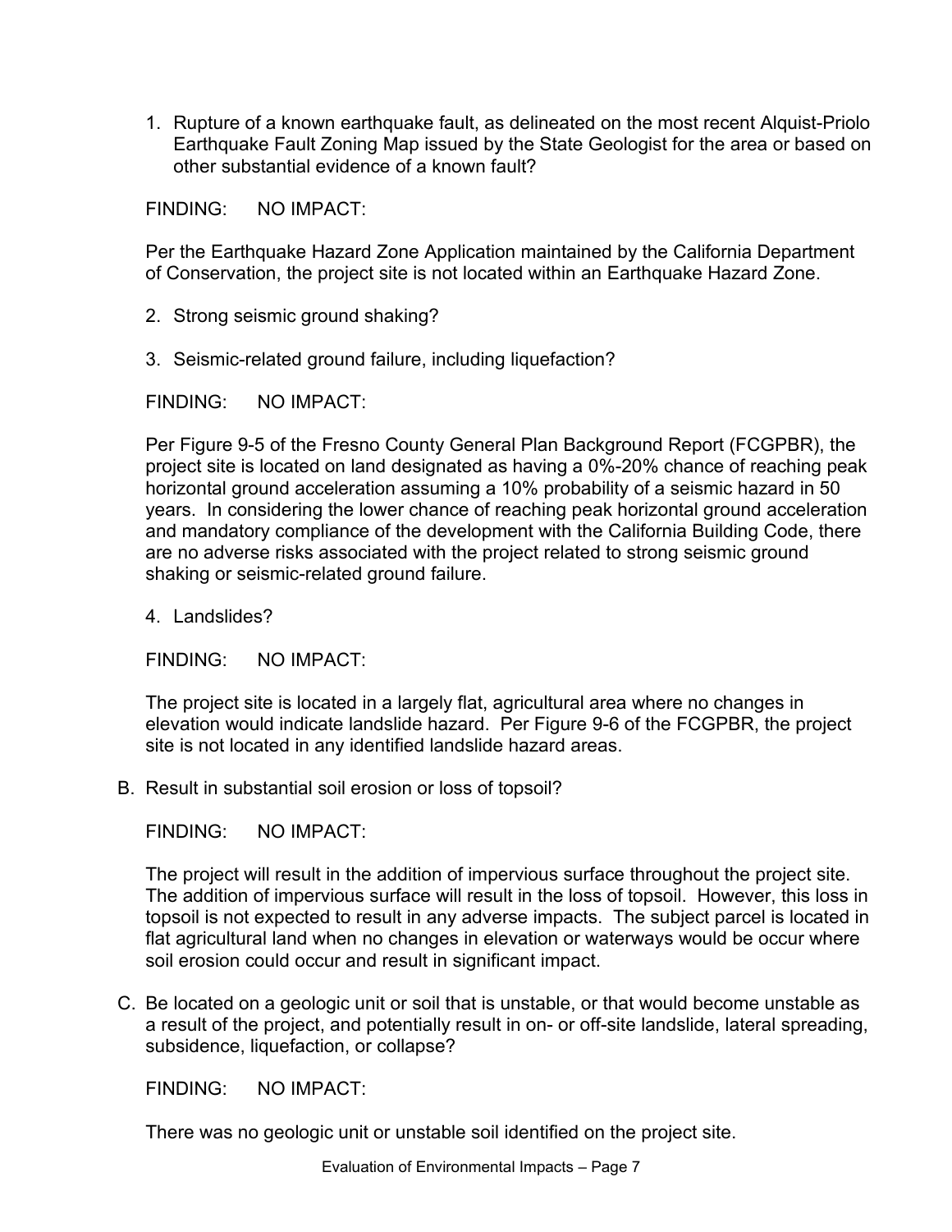1. Rupture of a known earthquake fault, as delineated on the most recent Alquist-Priolo Earthquake Fault Zoning Map issued by the State Geologist for the area or based on other substantial evidence of a known fault?

   FINDING: NO IMPACT:

   Per the Earthquake Hazard Zone Application maintained by the California Department of Conservation, the project site is not located within an Earthquake Hazard Zone.

2. Strong seismic ground shaking?

3. Seismic-related ground failure, including liquefaction?

   FINDING: NO IMPACT:

   Per Figure 9-5 of the Fresno County General Plan Background Report (FCGPBR), the project site is located on land designated as having a 0%-20% chance of reaching peak horizontal ground acceleration assuming a 10% probability of a seismic hazard in 50 years. In considering the lower chance of reaching peak horizontal ground acceleration and mandatory compliance of the development with the California Building Code, there are no adverse risks associated with the project related to strong seismic ground shaking or seismic-related ground failure.

4. Landslides?

   FINDING: NO IMPACT:

   The project site is located in a largely flat, agricultural area where no changes in elevation would indicate landslide hazard. Per Figure 9-6 of the FCGPBR, the project site is not located in any identified landslide hazard areas.

B. Result in substantial soil erosion or loss of topsoil?

   FINDING: NO IMPACT:

   The project will result in the addition of impervious surface throughout the project site. The addition of impervious surface will result in the loss of topsoil. However, this loss in topsoil is not expected to result in any adverse impacts. The subject parcel is located in flat agricultural land when no changes in elevation or waterways would be occur where soil erosion could occur and result in significant impact.

C. Be located on a geologic unit or soil that is unstable, or that would become unstable as a result of the project, and potentially result in on- or off-site landslide, lateral spreading, subsidence, liquefaction, or collapse?

   FINDING: NO IMPACT:

   There was no geologic unit or unstable soil identified on the project site.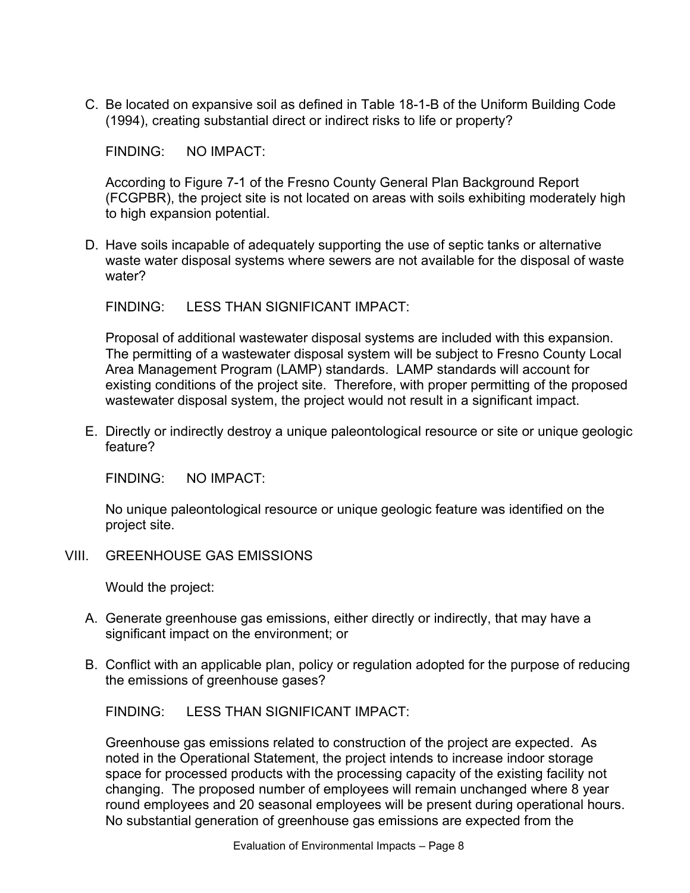C. Be located on expansive soil as defined in Table 18-1-B of the Uniform Building Code (1994), creating substantial direct or indirect risks to life or property?

FINDING: NO IMPACT:

According to Figure 7-1 of the Fresno County General Plan Background Report (FCGPBR), the project site is not located on areas with soils exhibiting moderately high to high expansion potential.

D. Have soils incapable of adequately supporting the use of septic tanks or alternative waste water disposal systems where sewers are not available for the disposal of waste water?

FINDING: LESS THAN SIGNIFICANT IMPACT:

Proposal of additional wastewater disposal systems are included with this expansion. The permitting of a wastewater disposal system will be subject to Fresno County Local Area Management Program (LAMP) standards. LAMP standards will account for existing conditions of the project site. Therefore, with proper permitting of the proposed wastewater disposal system, the project would not result in a significant impact.

E. Directly or indirectly destroy a unique paleontological resource or site or unique geologic feature?

FINDING: NO IMPACT:

No unique paleontological resource or unique geologic feature was identified on the project site.

## VIII. GREENHOUSE GAS EMISSIONS

Would the project:

A. Generate greenhouse gas emissions, either directly or indirectly, that may have a significant impact on the environment; or

B. Conflict with an applicable plan, policy or regulation adopted for the purpose of reducing the emissions of greenhouse gases?

FINDING: LESS THAN SIGNIFICANT IMPACT:

Greenhouse gas emissions related to construction of the project are expected. As noted in the Operational Statement, the project intends to increase indoor storage space for processed products with the processing capacity of the existing facility not changing. The proposed number of employees will remain unchanged where 8 year round employees and 20 seasonal employees will be present during operational hours. No substantial generation of greenhouse gas emissions are expected from the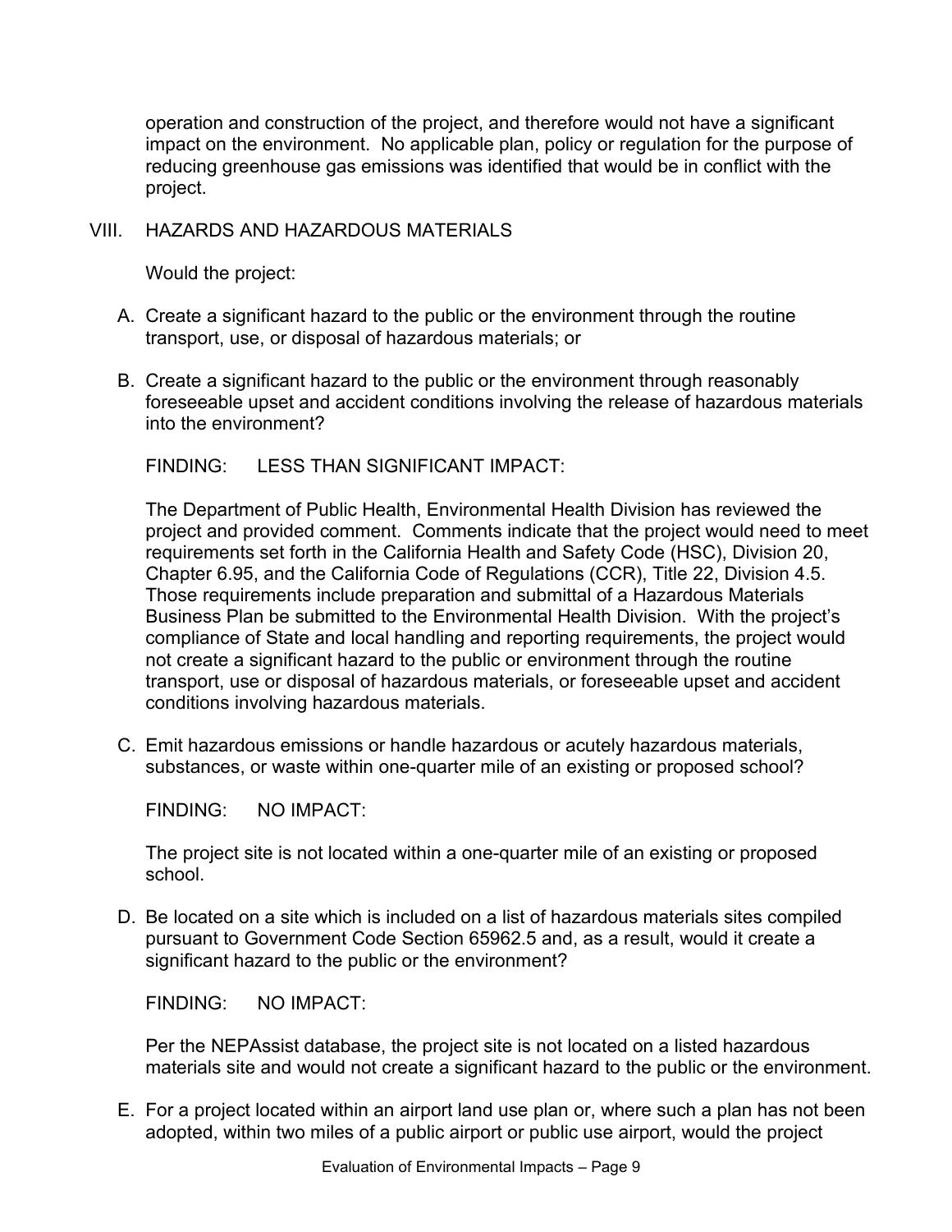operation and construction of the project, and therefore would not have a significant impact on the environment. No applicable plan, policy or regulation for the purpose of reducing greenhouse gas emissions was identified that would be in conflict with the project.

## VIII. HAZARDS AND HAZARDOUS MATERIALS

Would the project:

A. Create a significant hazard to the public or the environment through the routine transport, use, or disposal of hazardous materials; or

B. Create a significant hazard to the public or the environment through reasonably foreseeable upset and accident conditions involving the release of hazardous materials into the environment?

FINDING: LESS THAN SIGNIFICANT IMPACT:

The Department of Public Health, Environmental Health Division has reviewed the project and provided comment. Comments indicate that the project would need to meet requirements set forth in the California Health and Safety Code (HSC), Division 20, Chapter 6.95, and the California Code of Regulations (CCR), Title 22, Division 4.5. Those requirements include preparation and submittal of a Hazardous Materials Business Plan be submitted to the Environmental Health Division. With the project's compliance of State and local handling and reporting requirements, the project would not create a significant hazard to the public or environment through the routine transport, use or disposal of hazardous materials, or foreseeable upset and accident conditions involving hazardous materials.

C. Emit hazardous emissions or handle hazardous or acutely hazardous materials, substances, or waste within one-quarter mile of an existing or proposed school?

FINDING: NO IMPACT:

The project site is not located within a one-quarter mile of an existing or proposed school.

D. Be located on a site which is included on a list of hazardous materials sites compiled pursuant to Government Code Section 65962.5 and, as a result, would it create a significant hazard to the public or the environment?

FINDING: NO IMPACT:

Per the NEPAssist database, the project site is not located on a listed hazardous materials site and would not create a significant hazard to the public or the environment.

E. For a project located within an airport land use plan or, where such a plan has not been adopted, within two miles of a public airport or public use airport, would the project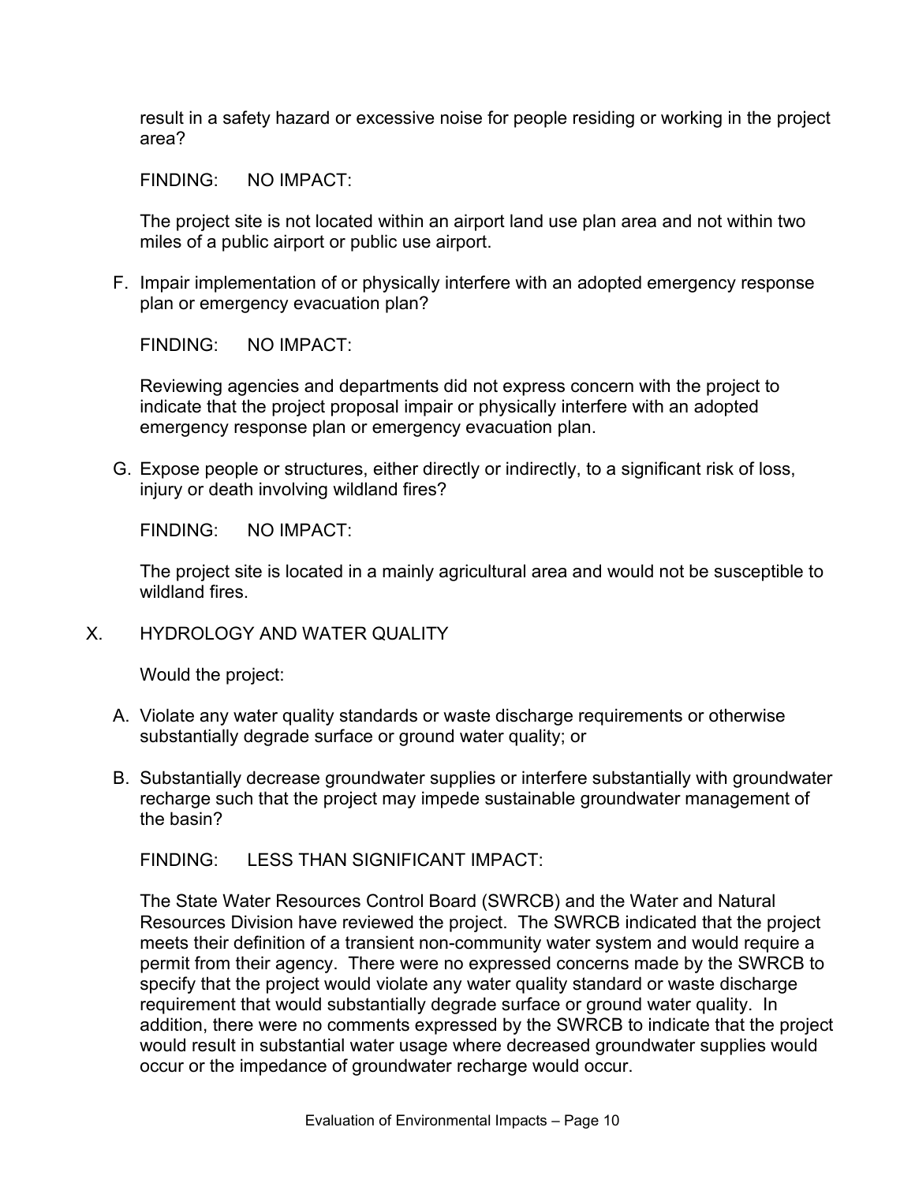result in a safety hazard or excessive noise for people residing or working in the project area?

FINDING: NO IMPACT:

The project site is not located within an airport land use plan area and not within two miles of a public airport or public use airport.

F. Impair implementation of or physically interfere with an adopted emergency response plan or emergency evacuation plan?

FINDING: NO IMPACT:

Reviewing agencies and departments did not express concern with the project to indicate that the project proposal impair or physically interfere with an adopted emergency response plan or emergency evacuation plan.

G. Expose people or structures, either directly or indirectly, to a significant risk of loss, injury or death involving wildland fires?

FINDING: NO IMPACT:

The project site is located in a mainly agricultural area and would not be susceptible to wildland fires.

## X. HYDROLOGY AND WATER QUALITY

Would the project:

A. Violate any water quality standards or waste discharge requirements or otherwise substantially degrade surface or ground water quality; or

B. Substantially decrease groundwater supplies or interfere substantially with groundwater recharge such that the project may impede sustainable groundwater management of the basin?

FINDING: LESS THAN SIGNIFICANT IMPACT:

The State Water Resources Control Board (SWRCB) and the Water and Natural Resources Division have reviewed the project. The SWRCB indicated that the project meets their definition of a transient non-community water system and would require a permit from their agency. There were no expressed concerns made by the SWRCB to specify that the project would violate any water quality standard or waste discharge requirement that would substantially degrade surface or ground water quality. In addition, there were no comments expressed by the SWRCB to indicate that the project would result in substantial water usage where decreased groundwater supplies would occur or the impedance of groundwater recharge would occur.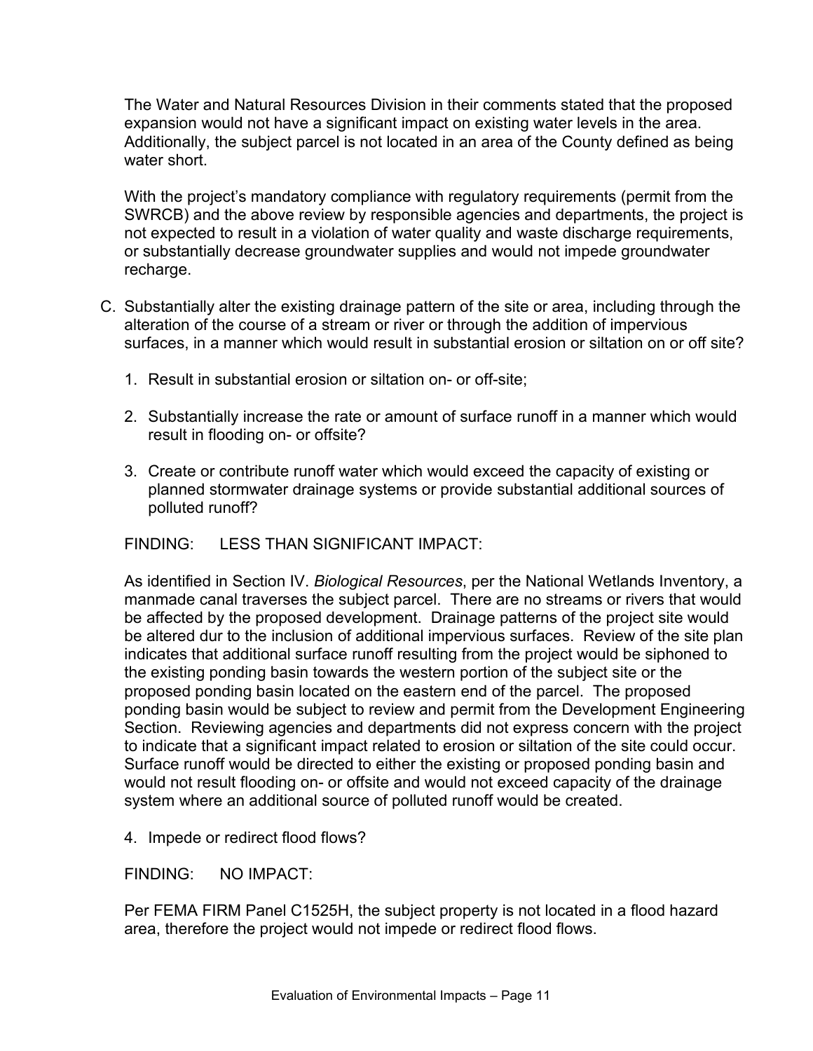The Water and Natural Resources Division in their comments stated that the proposed expansion would not have a significant impact on existing water levels in the area. Additionally, the subject parcel is not located in an area of the County defined as being water short.

With the project's mandatory compliance with regulatory requirements (permit from the SWRCB) and the above review by responsible agencies and departments, the project is not expected to result in a violation of water quality and waste discharge requirements, or substantially decrease groundwater supplies and would not impede groundwater recharge.

C. Substantially alter the existing drainage pattern of the site or area, including through the alteration of the course of a stream or river or through the addition of impervious surfaces, in a manner which would result in substantial erosion or siltation on or off site?

   1. Result in substantial erosion or siltation on- or off-site;

   2. Substantially increase the rate or amount of surface runoff in a manner which would result in flooding on- or offsite?

   3. Create or contribute runoff water which would exceed the capacity of existing or planned stormwater drainage systems or provide substantial additional sources of polluted runoff?

   FINDING: LESS THAN SIGNIFICANT IMPACT:

   As identified in Section IV. *Biological Resources*, per the National Wetlands Inventory, a manmade canal traverses the subject parcel. There are no streams or rivers that would be affected by the proposed development. Drainage patterns of the project site would be altered dur to the inclusion of additional impervious surfaces. Review of the site plan indicates that additional surface runoff resulting from the project would be siphoned to the existing ponding basin towards the western portion of the subject site or the proposed ponding basin located on the eastern end of the parcel. The proposed ponding basin would be subject to review and permit from the Development Engineering Section. Reviewing agencies and departments did not express concern with the project to indicate that a significant impact related to erosion or siltation of the site could occur. Surface runoff would be directed to either the existing or proposed ponding basin and would not result flooding on- or offsite and would not exceed capacity of the drainage system where an additional source of polluted runoff would be created.

   4. Impede or redirect flood flows?

   FINDING: NO IMPACT:

   Per FEMA FIRM Panel C1525H, the subject property is not located in a flood hazard area, therefore the project would not impede or redirect flood flows.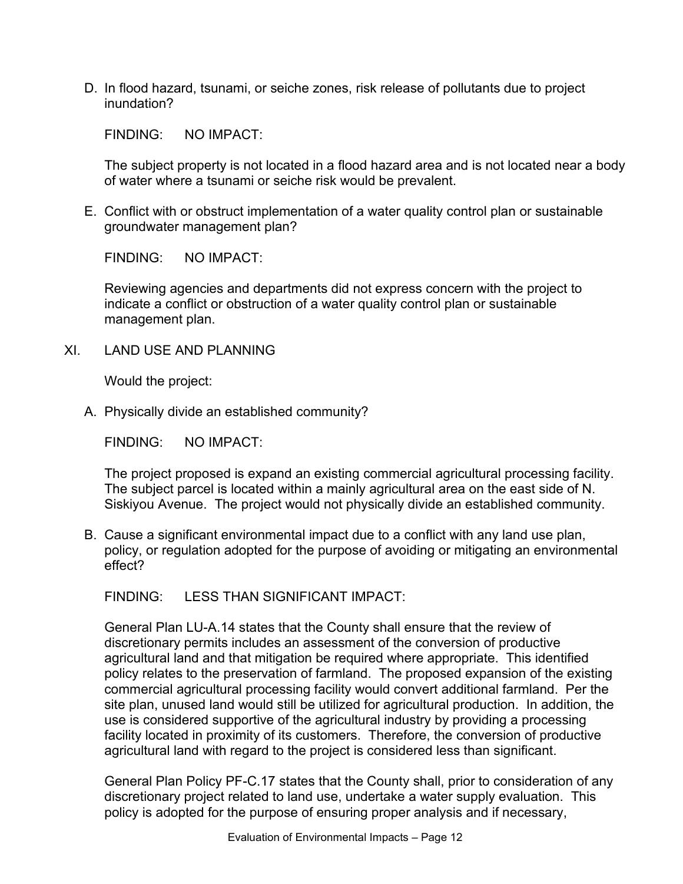D. In flood hazard, tsunami, or seiche zones, risk release of pollutants due to project inundation?

FINDING: NO IMPACT:

The subject property is not located in a flood hazard area and is not located near a body of water where a tsunami or seiche risk would be prevalent.

E. Conflict with or obstruct implementation of a water quality control plan or sustainable groundwater management plan?

FINDING: NO IMPACT:

Reviewing agencies and departments did not express concern with the project to indicate a conflict or obstruction of a water quality control plan or sustainable management plan.

## XI. LAND USE AND PLANNING

Would the project:

A. Physically divide an established community?

FINDING: NO IMPACT:

The project proposed is expand an existing commercial agricultural processing facility. The subject parcel is located within a mainly agricultural area on the east side of N. Siskiyou Avenue. The project would not physically divide an established community.

B. Cause a significant environmental impact due to a conflict with any land use plan, policy, or regulation adopted for the purpose of avoiding or mitigating an environmental effect?

FINDING: LESS THAN SIGNIFICANT IMPACT:

General Plan LU-A.14 states that the County shall ensure that the review of discretionary permits includes an assessment of the conversion of productive agricultural land and that mitigation be required where appropriate. This identified policy relates to the preservation of farmland. The proposed expansion of the existing commercial agricultural processing facility would convert additional farmland. Per the site plan, unused land would still be utilized for agricultural production. In addition, the use is considered supportive of the agricultural industry by providing a processing facility located in proximity of its customers. Therefore, the conversion of productive agricultural land with regard to the project is considered less than significant.

General Plan Policy PF-C.17 states that the County shall, prior to consideration of any discretionary project related to land use, undertake a water supply evaluation. This policy is adopted for the purpose of ensuring proper analysis and if necessary,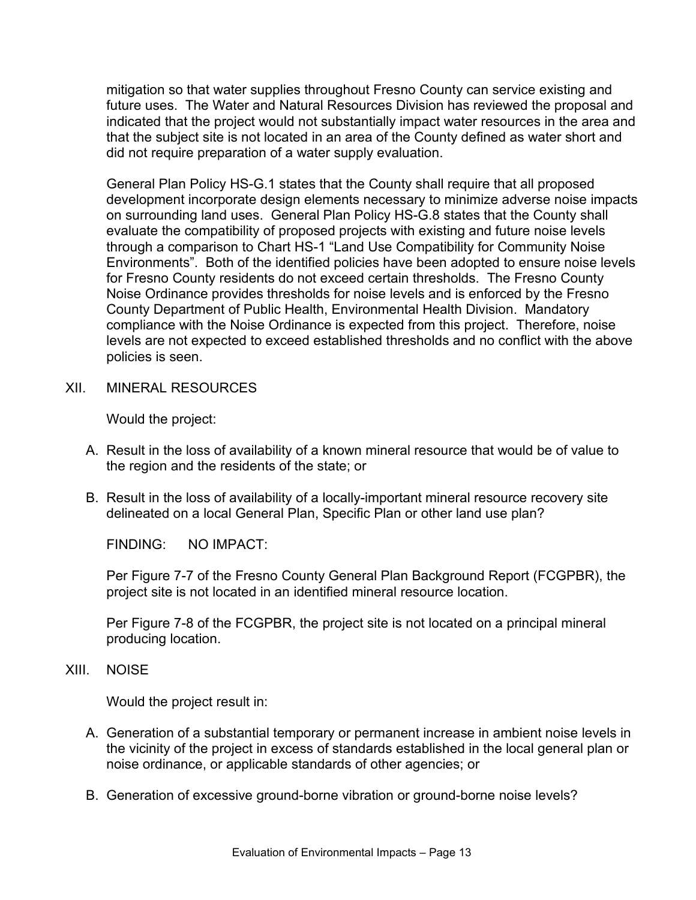mitigation so that water supplies throughout Fresno County can service existing and future uses. The Water and Natural Resources Division has reviewed the proposal and indicated that the project would not substantially impact water resources in the area and that the subject site is not located in an area of the County defined as water short and did not require preparation of a water supply evaluation.

General Plan Policy HS-G.1 states that the County shall require that all proposed development incorporate design elements necessary to minimize adverse noise impacts on surrounding land uses. General Plan Policy HS-G.8 states that the County shall evaluate the compatibility of proposed projects with existing and future noise levels through a comparison to Chart HS-1 "Land Use Compatibility for Community Noise Environments". Both of the identified policies have been adopted to ensure noise levels for Fresno County residents do not exceed certain thresholds. The Fresno County Noise Ordinance provides thresholds for noise levels and is enforced by the Fresno County Department of Public Health, Environmental Health Division. Mandatory compliance with the Noise Ordinance is expected from this project. Therefore, noise levels are not expected to exceed established thresholds and no conflict with the above policies is seen.

## XII. MINERAL RESOURCES

Would the project:

A. Result in the loss of availability of a known mineral resource that would be of value to the region and the residents of the state; or

B. Result in the loss of availability of a locally-important mineral resource recovery site delineated on a local General Plan, Specific Plan or other land use plan?

FINDING: NO IMPACT:

Per Figure 7-7 of the Fresno County General Plan Background Report (FCGPBR), the project site is not located in an identified mineral resource location.

Per Figure 7-8 of the FCGPBR, the project site is not located on a principal mineral producing location.

## XIII. NOISE

Would the project result in:

A. Generation of a substantial temporary or permanent increase in ambient noise levels in the vicinity of the project in excess of standards established in the local general plan or noise ordinance, or applicable standards of other agencies; or

B. Generation of excessive ground-borne vibration or ground-borne noise levels?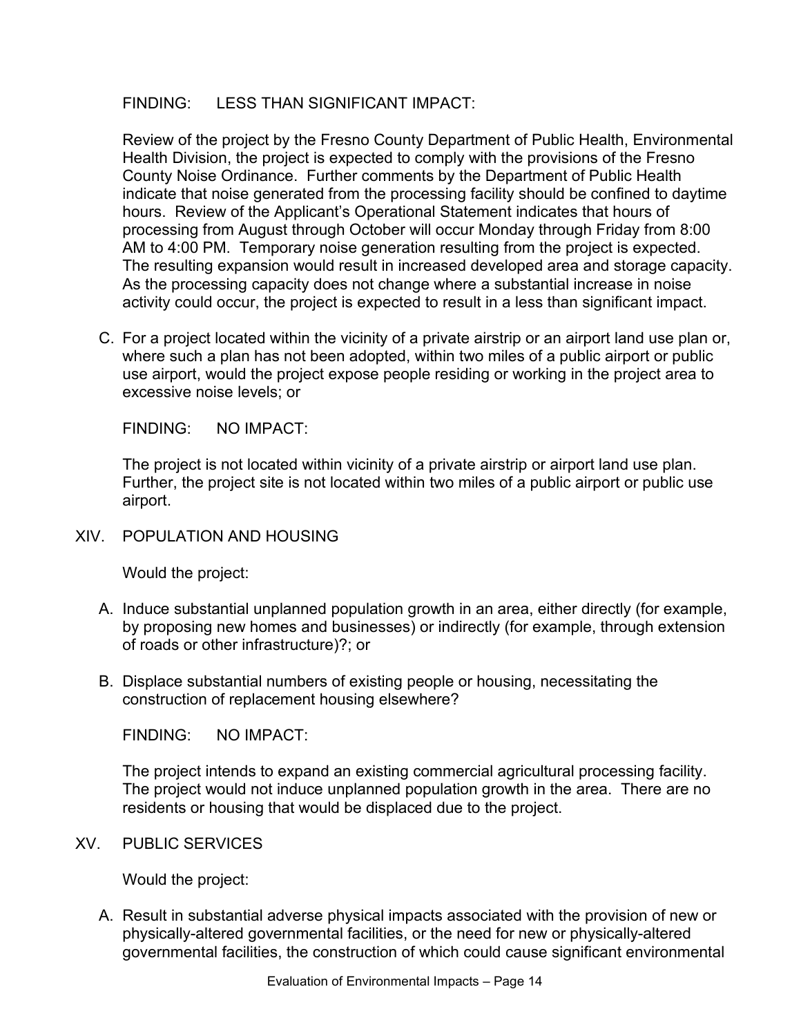FINDING: LESS THAN SIGNIFICANT IMPACT:

Review of the project by the Fresno County Department of Public Health, Environmental Health Division, the project is expected to comply with the provisions of the Fresno County Noise Ordinance. Further comments by the Department of Public Health indicate that noise generated from the processing facility should be confined to daytime hours. Review of the Applicant's Operational Statement indicates that hours of processing from August through October will occur Monday through Friday from 8:00 AM to 4:00 PM. Temporary noise generation resulting from the project is expected. The resulting expansion would result in increased developed area and storage capacity. As the processing capacity does not change where a substantial increase in noise activity could occur, the project is expected to result in a less than significant impact.

C. For a project located within the vicinity of a private airstrip or an airport land use plan or, where such a plan has not been adopted, within two miles of a public airport or public use airport, would the project expose people residing or working in the project area to excessive noise levels; or

FINDING: NO IMPACT:

The project is not located within vicinity of a private airstrip or airport land use plan. Further, the project site is not located within two miles of a public airport or public use airport.

## XIV. POPULATION AND HOUSING

Would the project:

A. Induce substantial unplanned population growth in an area, either directly (for example, by proposing new homes and businesses) or indirectly (for example, through extension of roads or other infrastructure)?; or

B. Displace substantial numbers of existing people or housing, necessitating the construction of replacement housing elsewhere?

FINDING: NO IMPACT:

The project intends to expand an existing commercial agricultural processing facility. The project would not induce unplanned population growth in the area. There are no residents or housing that would be displaced due to the project.

## XV. PUBLIC SERVICES

Would the project:

A. Result in substantial adverse physical impacts associated with the provision of new or physically-altered governmental facilities, or the need for new or physically-altered governmental facilities, the construction of which could cause significant environmental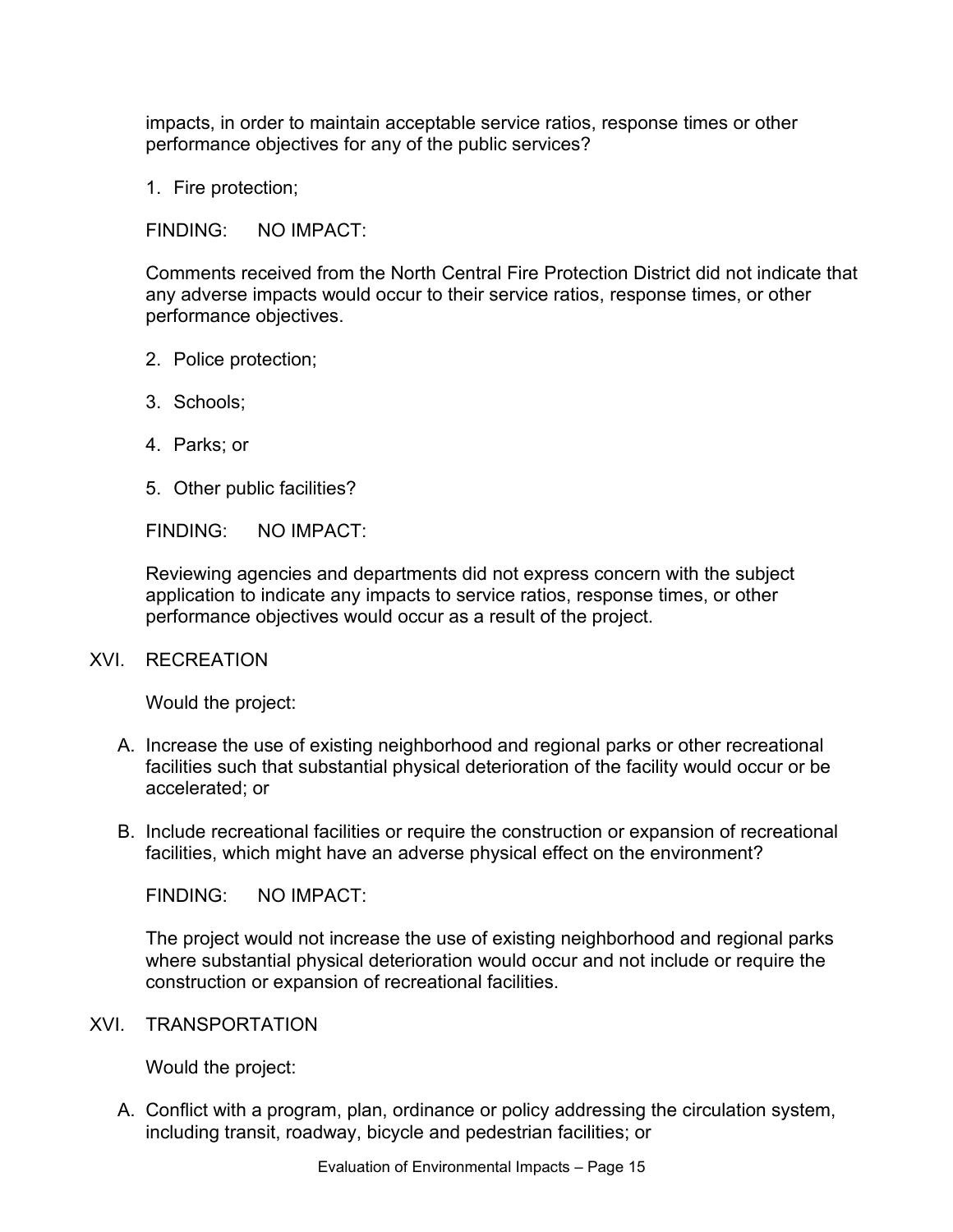impacts, in order to maintain acceptable service ratios, response times or other performance objectives for any of the public services?

1. Fire protection;

FINDING: NO IMPACT:

Comments received from the North Central Fire Protection District did not indicate that any adverse impacts would occur to their service ratios, response times, or other performance objectives.

2. Police protection;

3. Schools;

4. Parks; or

5. Other public facilities?

FINDING: NO IMPACT:

Reviewing agencies and departments did not express concern with the subject application to indicate any impacts to service ratios, response times, or other performance objectives would occur as a result of the project.

## XVI. RECREATION

Would the project:

A. Increase the use of existing neighborhood and regional parks or other recreational facilities such that substantial physical deterioration of the facility would occur or be accelerated; or

B. Include recreational facilities or require the construction or expansion of recreational facilities, which might have an adverse physical effect on the environment?

FINDING: NO IMPACT:

The project would not increase the use of existing neighborhood and regional parks where substantial physical deterioration would occur and not include or require the construction or expansion of recreational facilities.

## XVI. TRANSPORTATION

Would the project:

A. Conflict with a program, plan, ordinance or policy addressing the circulation system, including transit, roadway, bicycle and pedestrian facilities; or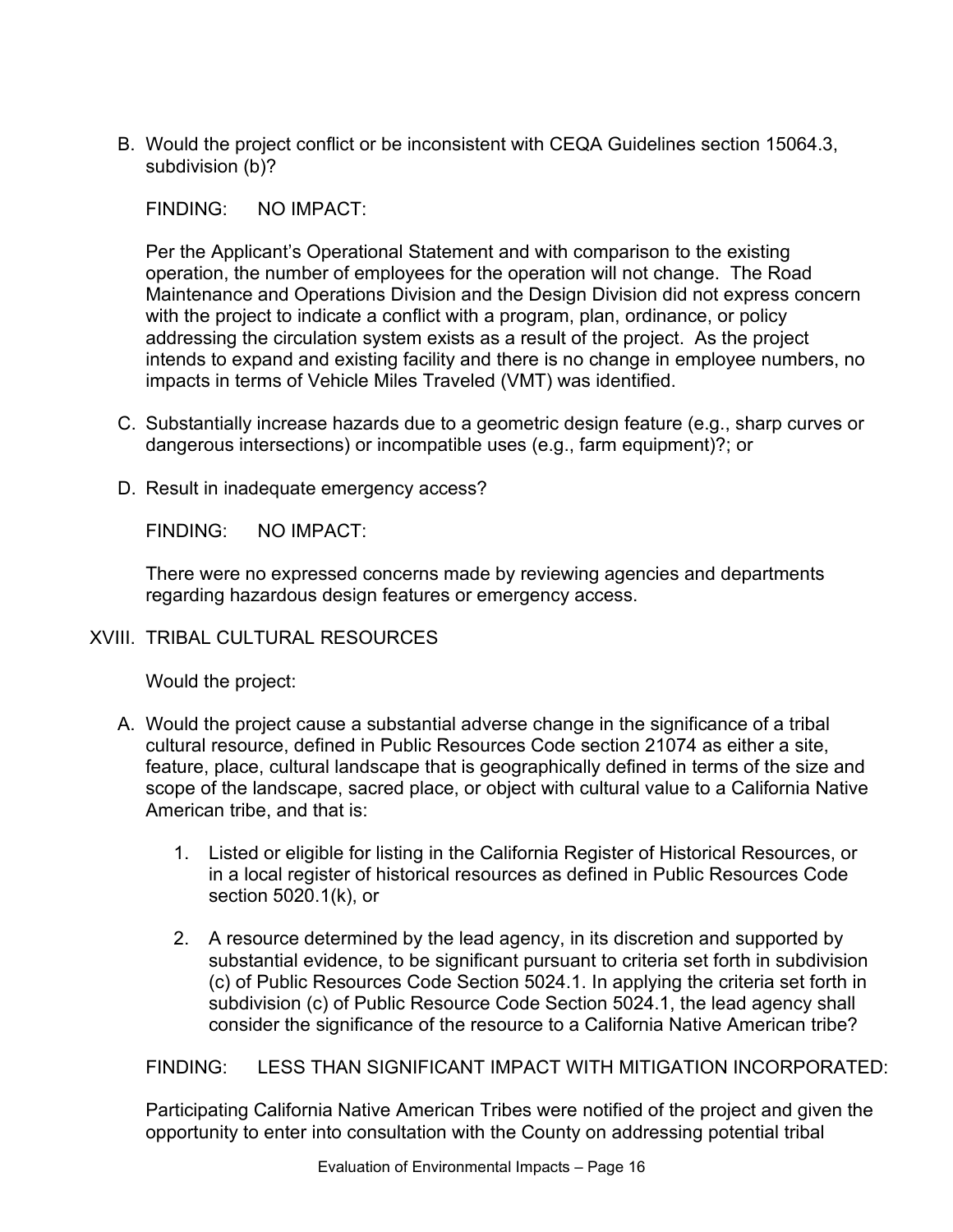B. Would the project conflict or be inconsistent with CEQA Guidelines section 15064.3, subdivision (b)?

   FINDING: NO IMPACT:

   Per the Applicant's Operational Statement and with comparison to the existing operation, the number of employees for the operation will not change. The Road Maintenance and Operations Division and the Design Division did not express concern with the project to indicate a conflict with a program, plan, ordinance, or policy addressing the circulation system exists as a result of the project. As the project intends to expand and existing facility and there is no change in employee numbers, no impacts in terms of Vehicle Miles Traveled (VMT) was identified.

C. Substantially increase hazards due to a geometric design feature (e.g., sharp curves or dangerous intersections) or incompatible uses (e.g., farm equipment)?; or

D. Result in inadequate emergency access?

   FINDING: NO IMPACT:

   There were no expressed concerns made by reviewing agencies and departments regarding hazardous design features or emergency access.

## XVIII. TRIBAL CULTURAL RESOURCES

Would the project:

A. Would the project cause a substantial adverse change in the significance of a tribal cultural resource, defined in Public Resources Code section 21074 as either a site, feature, place, cultural landscape that is geographically defined in terms of the size and scope of the landscape, sacred place, or object with cultural value to a California Native American tribe, and that is:

   1. Listed or eligible for listing in the California Register of Historical Resources, or in a local register of historical resources as defined in Public Resources Code section 5020.1(k), or

   2. A resource determined by the lead agency, in its discretion and supported by substantial evidence, to be significant pursuant to criteria set forth in subdivision (c) of Public Resources Code Section 5024.1. In applying the criteria set forth in subdivision (c) of Public Resource Code Section 5024.1, the lead agency shall consider the significance of the resource to a California Native American tribe?

   FINDING: LESS THAN SIGNIFICANT IMPACT WITH MITIGATION INCORPORATED:

   Participating California Native American Tribes were notified of the project and given the opportunity to enter into consultation with the County on addressing potential tribal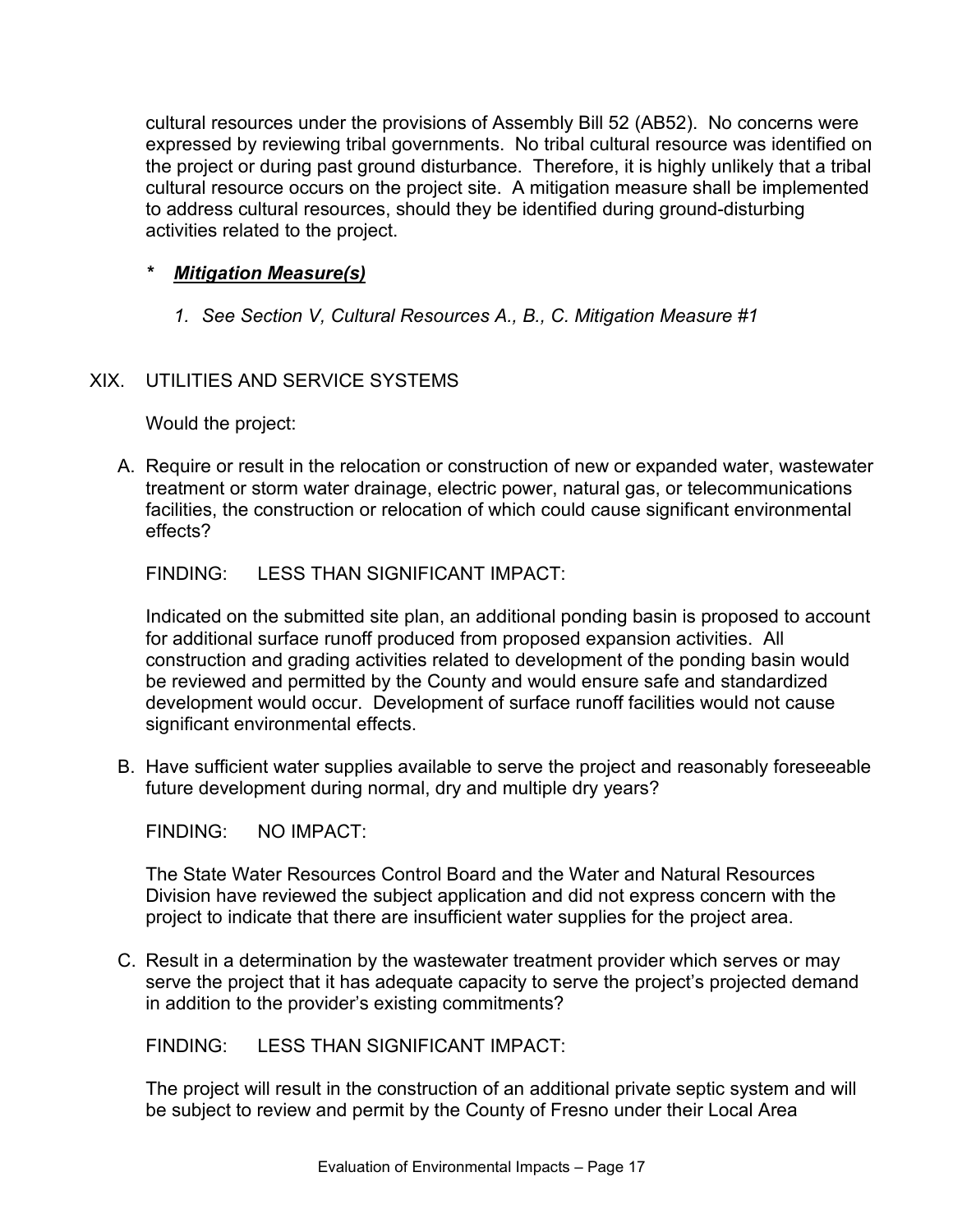cultural resources under the provisions of Assembly Bill 52 (AB52). No concerns were expressed by reviewing tribal governments. No tribal cultural resource was identified on the project or during past ground disturbance. Therefore, it is highly unlikely that a tribal cultural resource occurs on the project site. A mitigation measure shall be implemented to address cultural resources, should they be identified during ground-disturbing activities related to the project.

*  ***Mitigation Measure(s)***

1. *See Section V, Cultural Resources A., B., C. Mitigation Measure #1*

## XIX. UTILITIES AND SERVICE SYSTEMS

Would the project:

A. Require or result in the relocation or construction of new or expanded water, wastewater treatment or storm water drainage, electric power, natural gas, or telecommunications facilities, the construction or relocation of which could cause significant environmental effects?

FINDING: LESS THAN SIGNIFICANT IMPACT:

Indicated on the submitted site plan, an additional ponding basin is proposed to account for additional surface runoff produced from proposed expansion activities. All construction and grading activities related to development of the ponding basin would be reviewed and permitted by the County and would ensure safe and standardized development would occur. Development of surface runoff facilities would not cause significant environmental effects.

B. Have sufficient water supplies available to serve the project and reasonably foreseeable future development during normal, dry and multiple dry years?

FINDING: NO IMPACT:

The State Water Resources Control Board and the Water and Natural Resources Division have reviewed the subject application and did not express concern with the project to indicate that there are insufficient water supplies for the project area.

C. Result in a determination by the wastewater treatment provider which serves or may serve the project that it has adequate capacity to serve the project's projected demand in addition to the provider's existing commitments?

FINDING: LESS THAN SIGNIFICANT IMPACT:

The project will result in the construction of an additional private septic system and will be subject to review and permit by the County of Fresno under their Local Area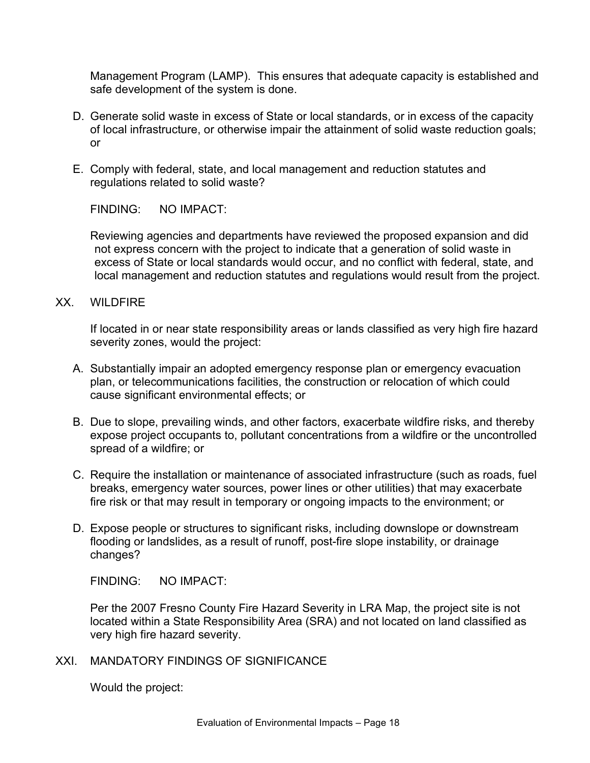Management Program (LAMP). This ensures that adequate capacity is established and safe development of the system is done.

D. Generate solid waste in excess of State or local standards, or in excess of the capacity of local infrastructure, or otherwise impair the attainment of solid waste reduction goals; or

E. Comply with federal, state, and local management and reduction statutes and regulations related to solid waste?

FINDING: NO IMPACT:

Reviewing agencies and departments have reviewed the proposed expansion and did not express concern with the project to indicate that a generation of solid waste in excess of State or local standards would occur, and no conflict with federal, state, and local management and reduction statutes and regulations would result from the project.

## XX. WILDFIRE

If located in or near state responsibility areas or lands classified as very high fire hazard severity zones, would the project:

A. Substantially impair an adopted emergency response plan or emergency evacuation plan, or telecommunications facilities, the construction or relocation of which could cause significant environmental effects; or

B. Due to slope, prevailing winds, and other factors, exacerbate wildfire risks, and thereby expose project occupants to, pollutant concentrations from a wildfire or the uncontrolled spread of a wildfire; or

C. Require the installation or maintenance of associated infrastructure (such as roads, fuel breaks, emergency water sources, power lines or other utilities) that may exacerbate fire risk or that may result in temporary or ongoing impacts to the environment; or

D. Expose people or structures to significant risks, including downslope or downstream flooding or landslides, as a result of runoff, post-fire slope instability, or drainage changes?

FINDING: NO IMPACT:

Per the 2007 Fresno County Fire Hazard Severity in LRA Map, the project site is not located within a State Responsibility Area (SRA) and not located on land classified as very high fire hazard severity.

## XXI. MANDATORY FINDINGS OF SIGNIFICANCE

Would the project: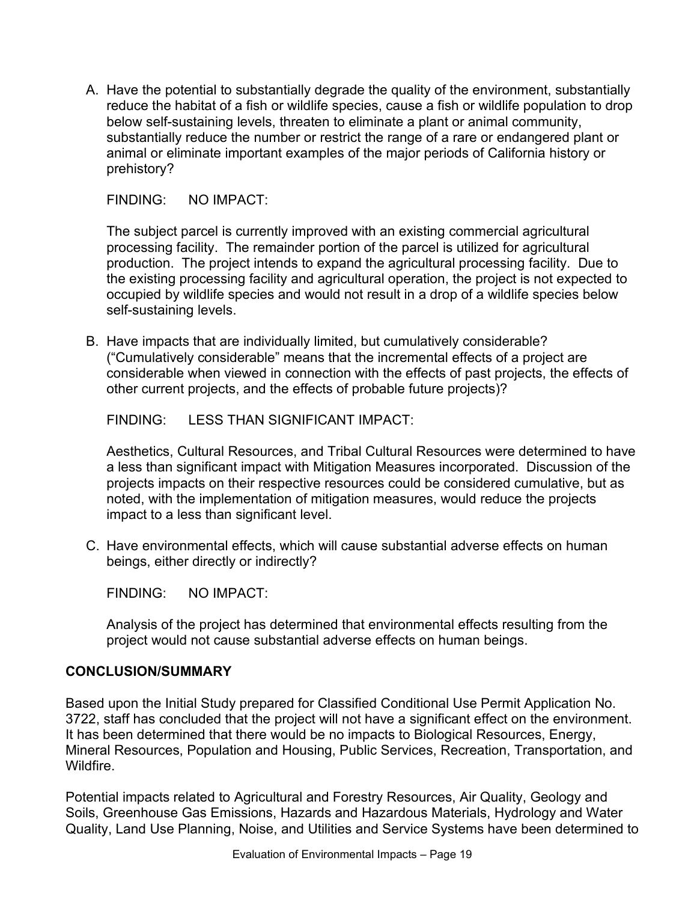A. Have the potential to substantially degrade the quality of the environment, substantially reduce the habitat of a fish or wildlife species, cause a fish or wildlife population to drop below self-sustaining levels, threaten to eliminate a plant or animal community, substantially reduce the number or restrict the range of a rare or endangered plant or animal or eliminate important examples of the major periods of California history or prehistory?

   FINDING: NO IMPACT:

   The subject parcel is currently improved with an existing commercial agricultural processing facility. The remainder portion of the parcel is utilized for agricultural production. The project intends to expand the agricultural processing facility. Due to the existing processing facility and agricultural operation, the project is not expected to occupied by wildlife species and would not result in a drop of a wildlife species below self-sustaining levels.

B. Have impacts that are individually limited, but cumulatively considerable? ("Cumulatively considerable" means that the incremental effects of a project are considerable when viewed in connection with the effects of past projects, the effects of other current projects, and the effects of probable future projects)?

   FINDING: LESS THAN SIGNIFICANT IMPACT:

   Aesthetics, Cultural Resources, and Tribal Cultural Resources were determined to have a less than significant impact with Mitigation Measures incorporated. Discussion of the projects impacts on their respective resources could be considered cumulative, but as noted, with the implementation of mitigation measures, would reduce the projects impact to a less than significant level.

C. Have environmental effects, which will cause substantial adverse effects on human beings, either directly or indirectly?

   FINDING: NO IMPACT:

   Analysis of the project has determined that environmental effects resulting from the project would not cause substantial adverse effects on human beings.

**CONCLUSION/SUMMARY**

Based upon the Initial Study prepared for Classified Conditional Use Permit Application No. 3722, staff has concluded that the project will not have a significant effect on the environment. It has been determined that there would be no impacts to Biological Resources, Energy, Mineral Resources, Population and Housing, Public Services, Recreation, Transportation, and Wildfire.

Potential impacts related to Agricultural and Forestry Resources, Air Quality, Geology and Soils, Greenhouse Gas Emissions, Hazards and Hazardous Materials, Hydrology and Water Quality, Land Use Planning, Noise, and Utilities and Service Systems have been determined to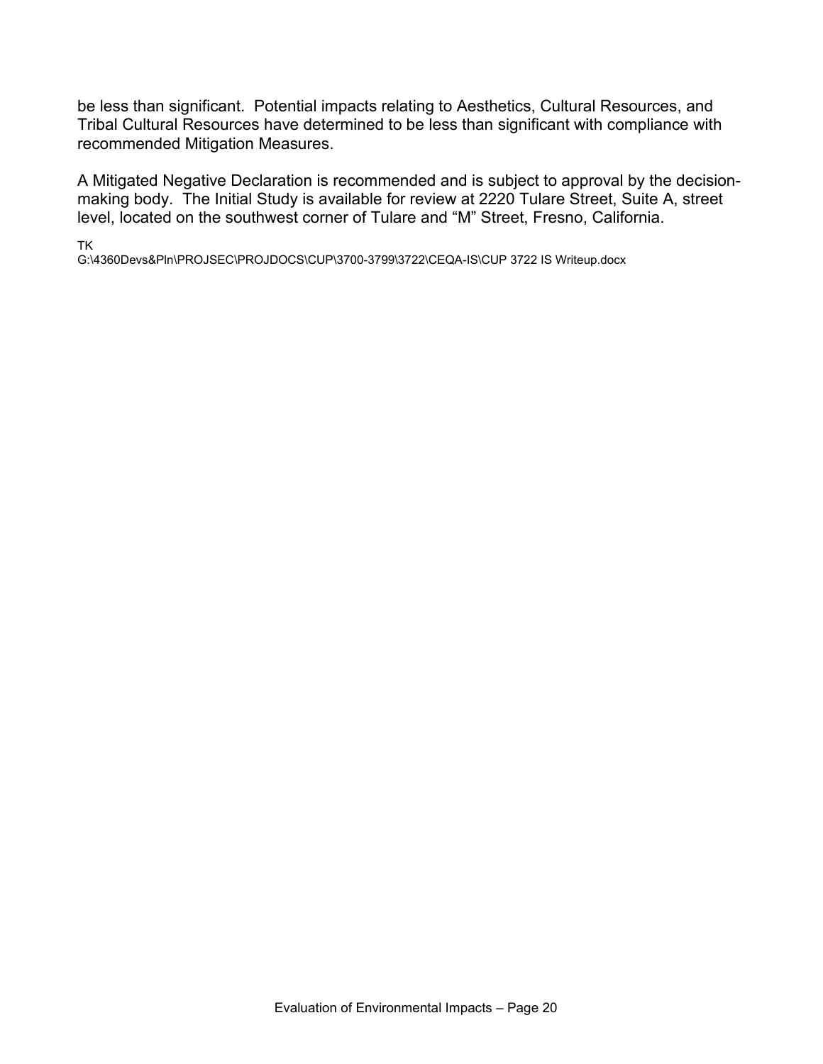be less than significant. Potential impacts relating to Aesthetics, Cultural Resources, and Tribal Cultural Resources have determined to be less than significant with compliance with recommended Mitigation Measures.

A Mitigated Negative Declaration is recommended and is subject to approval by the decision-making body. The Initial Study is available for review at 2220 Tulare Street, Suite A, street level, located on the southwest corner of Tulare and "M" Street, Fresno, California.

TK
G:\4360Devs&Pln\PROJSEC\PROJDOCS\CUP\3700-3799\3722\CEQA-IS\CUP 3722 IS Writeup.docx